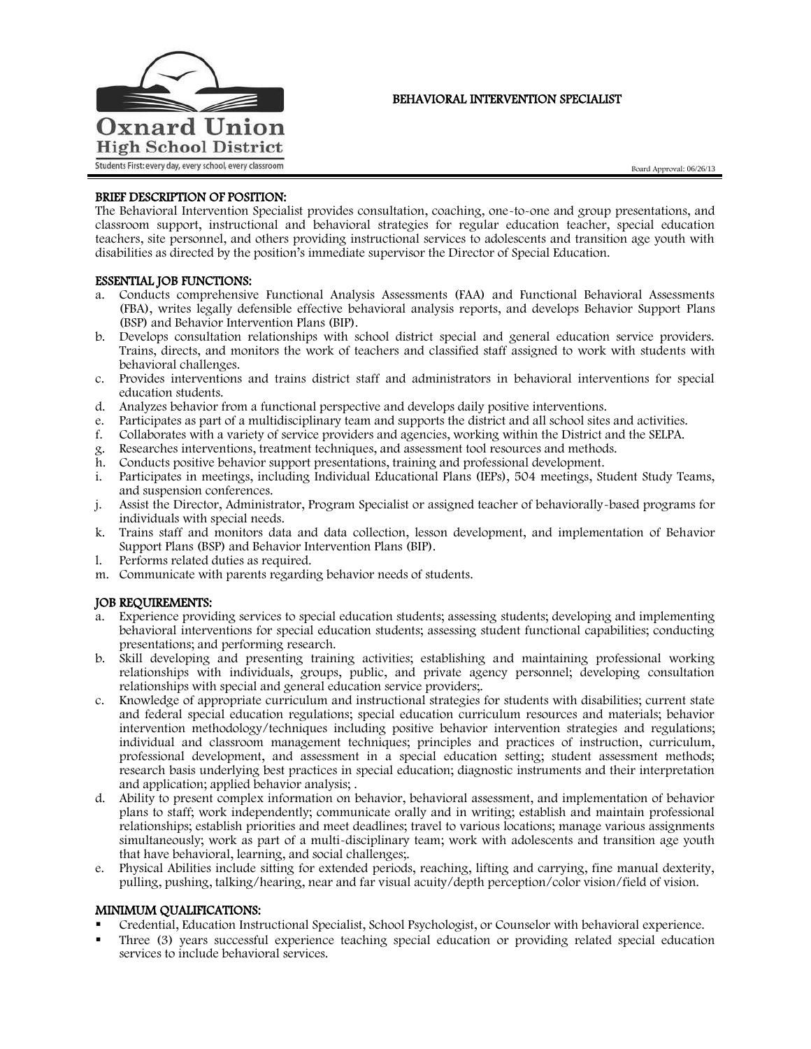Oxnard Union High School District

Students First: every day, every school, every classroom

# BEHAVIORAL INTERVENTION SPECIALIST

Board Approval: 06/26/13

## BRIEF DESCRIPTION OF POSITION:

The Behavioral Intervention Specialist provides consultation, coaching, one-to-one and group presentations, and classroom support, instructional and behavioral strategies for regular education teacher, special education teachers, site personnel, and others providing instructional services to adolescents and transition age youth with disabilities as directed by the position's immediate supervisor the Director of Special Education.

## ESSENTIAL JOB FUNCTIONS:

a. Conducts comprehensive Functional Analysis Assessments (FAA) and Functional Behavioral Assessments (FBA), writes legally defensible effective behavioral analysis reports, and develops Behavior Support Plans (BSP) and Behavior Intervention Plans (BIP).
b. Develops consultation relationships with school district special and general education service providers. Trains, directs, and monitors the work of teachers and classified staff assigned to work with students with behavioral challenges.
c. Provides interventions and trains district staff and administrators in behavioral interventions for special education students.
d. Analyzes behavior from a functional perspective and develops daily positive interventions.
e. Participates as part of a multidisciplinary team and supports the district and all school sites and activities.
f. Collaborates with a variety of service providers and agencies, working within the District and the SELPA.
g. Researches interventions, treatment techniques, and assessment tool resources and methods.
h. Conducts positive behavior support presentations, training and professional development.
i. Participates in meetings, including Individual Educational Plans (IEPs), 504 meetings, Student Study Teams, and suspension conferences.
j. Assist the Director, Administrator, Program Specialist or assigned teacher of behaviorally-based programs for individuals with special needs.
k. Trains staff and monitors data and data collection, lesson development, and implementation of Behavior Support Plans (BSP) and Behavior Intervention Plans (BIP).
l. Performs related duties as required.
m. Communicate with parents regarding behavior needs of students.

## JOB REQUIREMENTS:

a. Experience providing services to special education students; assessing students; developing and implementing behavioral interventions for special education students; assessing student functional capabilities; conducting presentations; and performing research.
b. Skill developing and presenting training activities; establishing and maintaining professional working relationships with individuals, groups, public, and private agency personnel; developing consultation relationships with special and general education service providers;.
c. Knowledge of appropriate curriculum and instructional strategies for students with disabilities; current state and federal special education regulations; special education curriculum resources and materials; behavior intervention methodology/techniques including positive behavior intervention strategies and regulations; individual and classroom management techniques; principles and practices of instruction, curriculum, professional development, and assessment in a special education setting; student assessment methods; research basis underlying best practices in special education; diagnostic instruments and their interpretation and application; applied behavior analysis; .
d. Ability to present complex information on behavior, behavioral assessment, and implementation of behavior plans to staff; work independently; communicate orally and in writing; establish and maintain professional relationships; establish priorities and meet deadlines; travel to various locations; manage various assignments simultaneously; work as part of a multi-disciplinary team; work with adolescents and transition age youth that have behavioral, learning, and social challenges;.
e. Physical Abilities include sitting for extended periods, reaching, lifting and carrying, fine manual dexterity, pulling, pushing, talking/hearing, near and far visual acuity/depth perception/color vision/field of vision.

## MINIMUM QUALIFICATIONS:

- Credential, Education Instructional Specialist, School Psychologist, or Counselor with behavioral experience.
- Three (3) years successful experience teaching special education or providing related special education services to include behavioral services.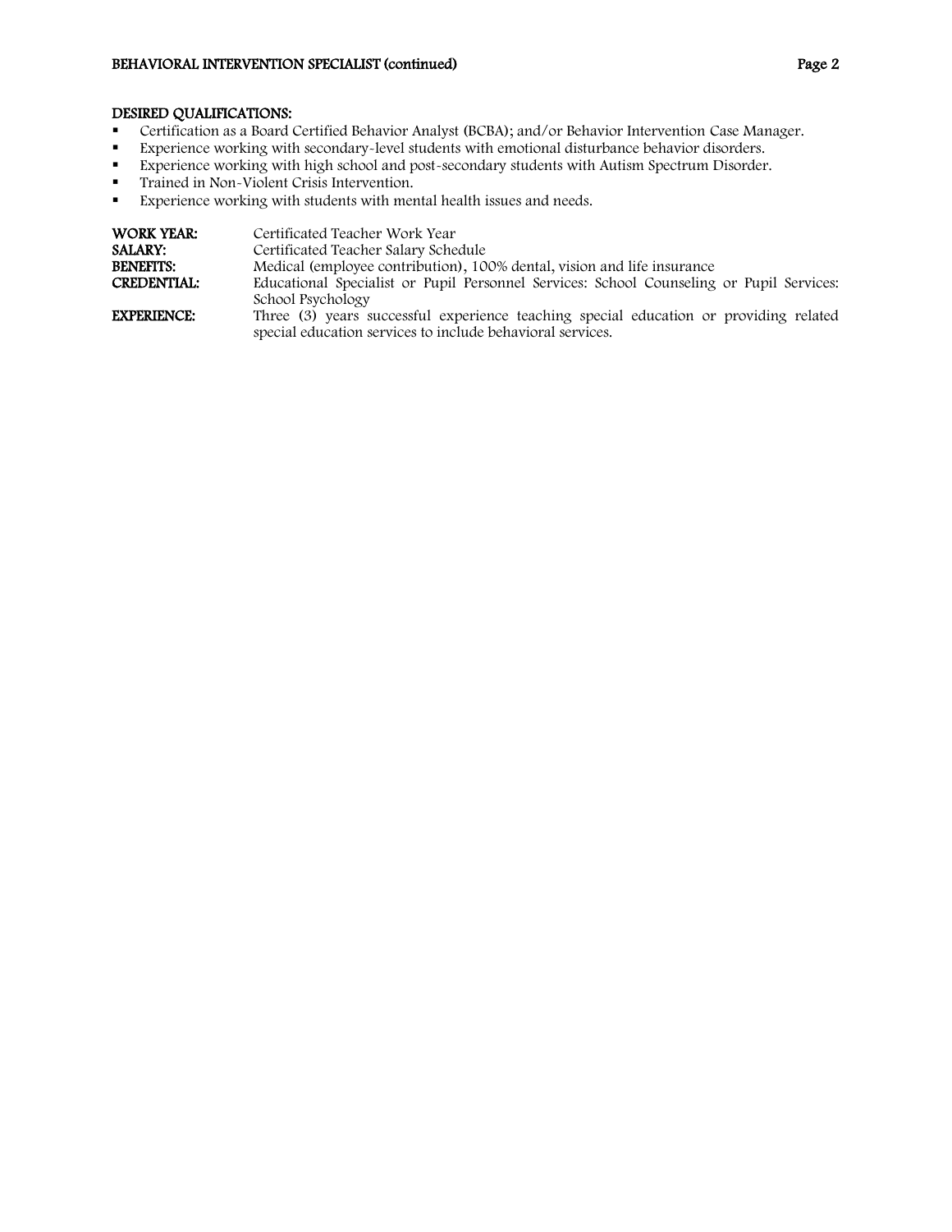**DESIRED QUALIFICATIONS:**

- Certification as a Board Certified Behavior Analyst (BCBA); and/or Behavior Intervention Case Manager.
- Experience working with secondary-level students with emotional disturbance behavior disorders.
- Experience working with high school and post-secondary students with Autism Spectrum Disorder.
- Trained in Non-Violent Crisis Intervention.
- Experience working with students with mental health issues and needs.

**WORK YEAR:** Certificated Teacher Work Year

**SALARY:** Certificated Teacher Salary Schedule

**BENEFITS:** Medical (employee contribution), 100% dental, vision and life insurance

**CREDENTIAL:** Educational Specialist or Pupil Personnel Services: School Counseling or Pupil Services: School Psychology

**EXPERIENCE:** Three (3) years successful experience teaching special education or providing related special education services to include behavioral services.